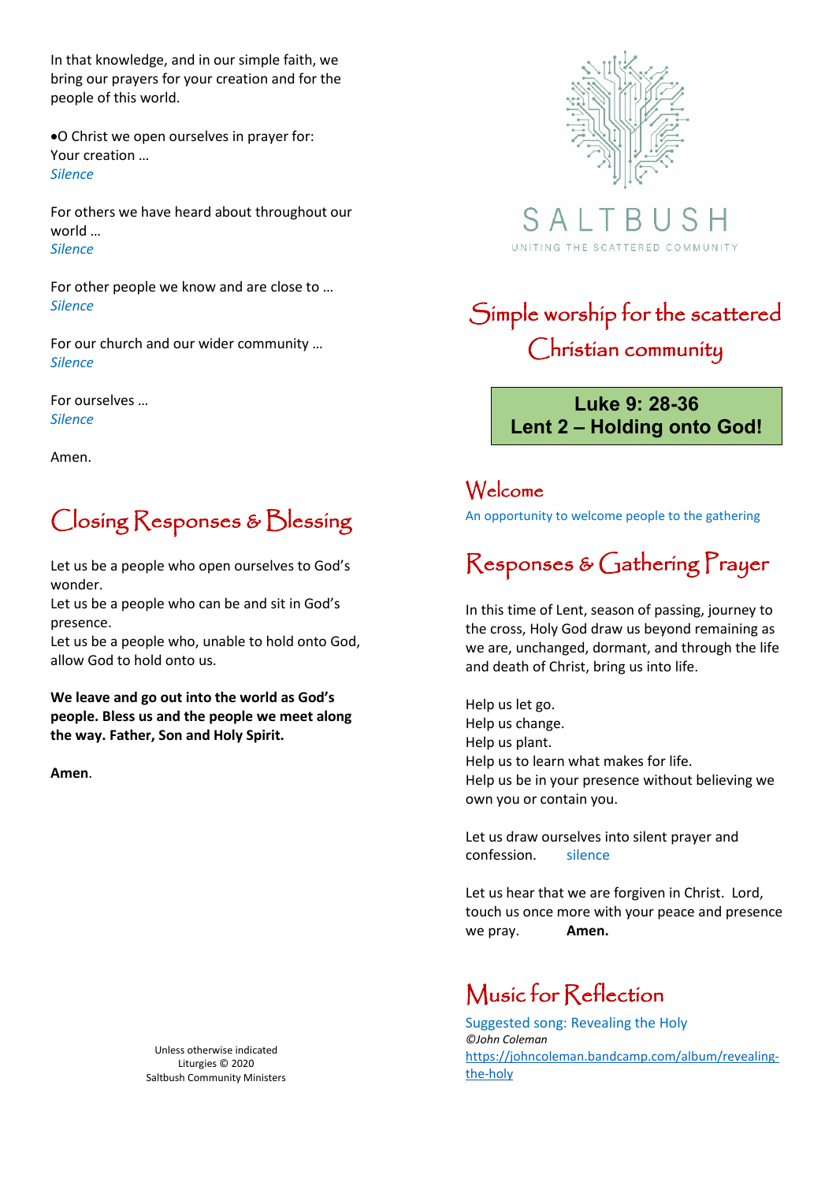SALTBUSH

UNITING THE SCATTERED COMMUNITY

# Simple worship for the scattered Christian community

**Luke 9: 28-36**
**Lent 2 – Holding onto God!**

## Welcome

An opportunity to welcome people to the gathering

## Responses & Gathering Prayer

In this time of Lent, season of passing, journey to the cross, Holy God draw us beyond remaining as we are, unchanged, dormant, and through the life and death of Christ, bring us into life.

Help us let go.
Help us change.
Help us plant.
Help us to learn what makes for life.
Help us be in your presence without believing we own you or contain you.

Let us draw ourselves into silent prayer and confession. silence

Let us hear that we are forgiven in Christ. Lord, touch us once more with your peace and presence we pray. **Amen.**

## Music for Reflection

Suggested song: Revealing the Holy
*©John Coleman*
https://johncoleman.bandcamp.com/album/revealing-the-holy

In that knowledge, and in our simple faith, we bring our prayers for your creation and for the people of this world.

- O Christ we open ourselves in prayer for:

Your creation …
*Silence*

For others we have heard about throughout our world …
*Silence*

For other people we know and are close to …
*Silence*

For our church and our wider community …
*Silence*

For ourselves …
*Silence*

Amen.

## Closing Responses & Blessing

Let us be a people who open ourselves to God's wonder.
Let us be a people who can be and sit in God's presence.
Let us be a people who, unable to hold onto God, allow God to hold onto us.

**We leave and go out into the world as God's people. Bless us and the people we meet along the way. Father, Son and Holy Spirit.**

**Amen**.

Unless otherwise indicated
Liturgies © 2020
Saltbush Community Ministers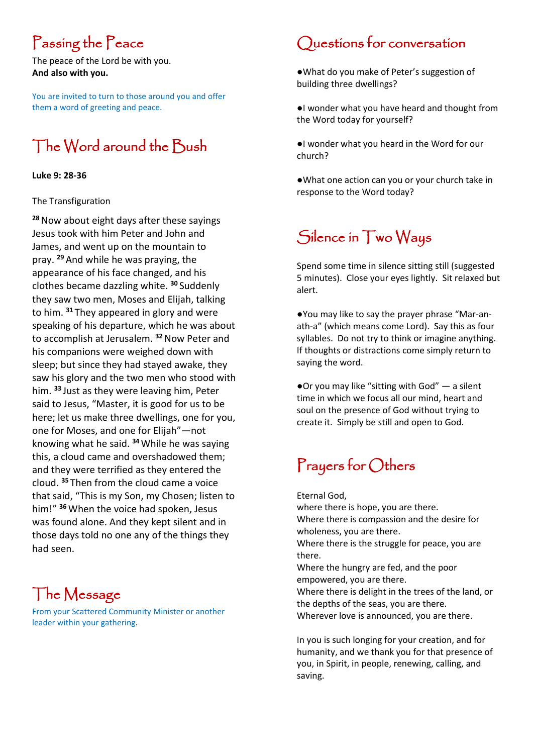## Passing the Peace

The peace of the Lord be with you.
**And also with you.**

You are invited to turn to those around you and offer them a word of greeting and peace.

## The Word around the Bush

**Luke 9: 28-36**

The Transfiguration

[28] Now about eight days after these sayings Jesus took with him Peter and John and James, and went up on the mountain to pray. [29] And while he was praying, the appearance of his face changed, and his clothes became dazzling white. [30] Suddenly they saw two men, Moses and Elijah, talking to him. [31] They appeared in glory and were speaking of his departure, which he was about to accomplish at Jerusalem. [32] Now Peter and his companions were weighed down with sleep; but since they had stayed awake, they saw his glory and the two men who stood with him. [33] Just as they were leaving him, Peter said to Jesus, "Master, it is good for us to be here; let us make three dwellings, one for you, one for Moses, and one for Elijah"—not knowing what he said. [34] While he was saying this, a cloud came and overshadowed them; and they were terrified as they entered the cloud. [35] Then from the cloud came a voice that said, "This is my Son, my Chosen; listen to him!" [36] When the voice had spoken, Jesus was found alone. And they kept silent and in those days told no one any of the things they had seen.

## The Message

From your Scattered Community Minister or another leader within your gathering.

## Questions for conversation

- What do you make of Peter's suggestion of building three dwellings?
- I wonder what you have heard and thought from the Word today for yourself?
- I wonder what you heard in the Word for our church?
- What one action can you or your church take in response to the Word today?

## Silence in Two Ways

Spend some time in silence sitting still (suggested 5 minutes). Close your eyes lightly. Sit relaxed but alert.

- You may like to say the prayer phrase "Mar-an-ath-a" (which means come Lord). Say this as four syllables. Do not try to think or imagine anything. If thoughts or distractions come simply return to saying the word.
- Or you may like "sitting with God" — a silent time in which we focus all our mind, heart and soul on the presence of God without trying to create it. Simply be still and open to God.

## Prayers for Others

Eternal God,
where there is hope, you are there.
Where there is compassion and the desire for wholeness, you are there.
Where there is the struggle for peace, you are there.
Where the hungry are fed, and the poor empowered, you are there.
Where there is delight in the trees of the land, or the depths of the seas, you are there.
Wherever love is announced, you are there.

In you is such longing for your creation, and for humanity, and we thank you for that presence of you, in Spirit, in people, renewing, calling, and saving.